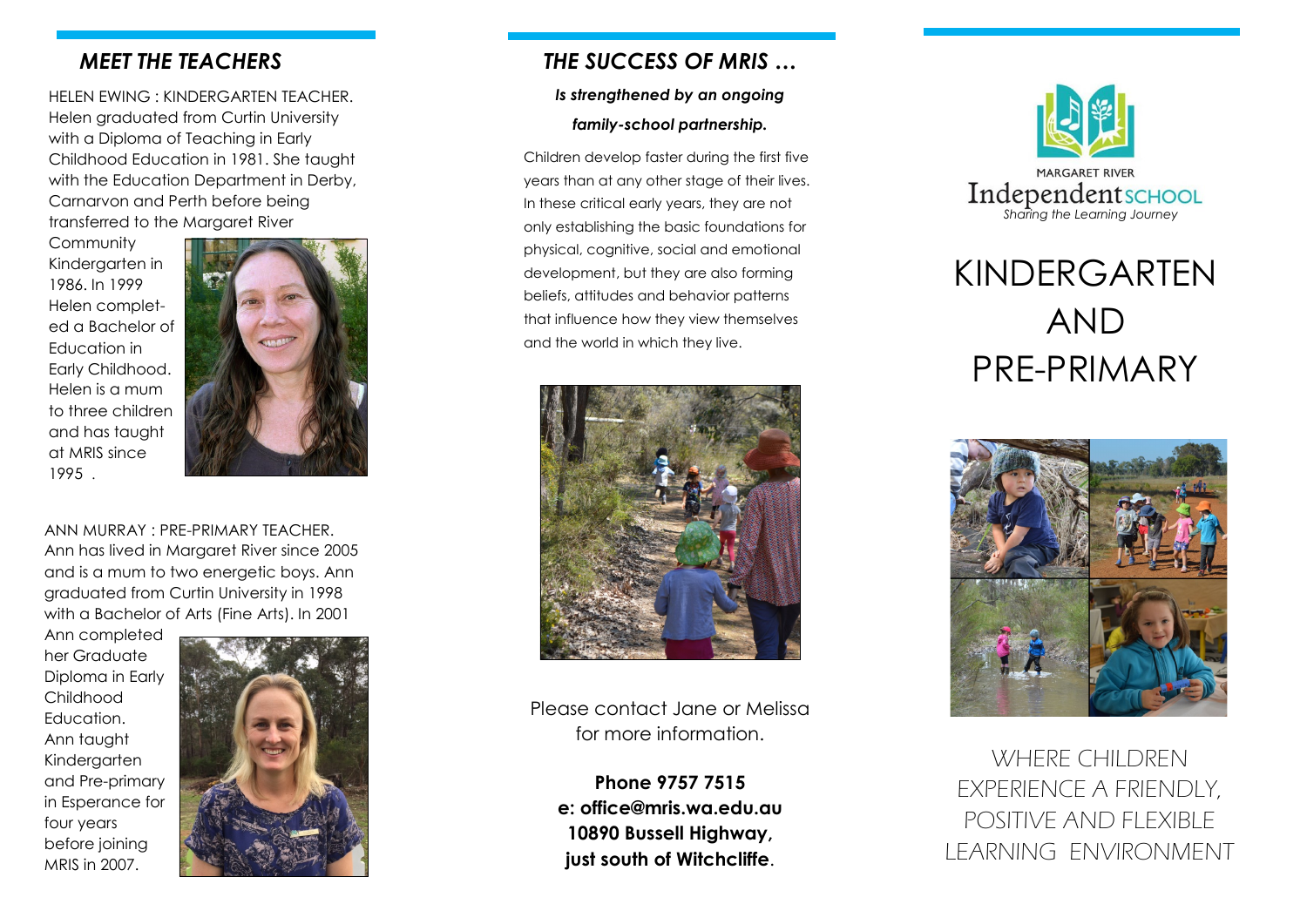## *MEET THE TEACHERS*

HELEN EWING : KINDERGARTEN TEACHER. Helen graduated from Curtin University with a Diploma of Teaching in Early Childhood Education in 1981. She taught with the Education Department in Derby, Carnarvon and Perth before being transferred to the Margaret River Community Kindergarten in 1986. In 1999 Helen completed a Bachelor of Education in Early Childhood. Helen is a mum to three children and has taught at MRIS since 1995 .

ANN MURRAY : PRE-PRIMARY TEACHER. Ann has lived in Margaret River since 2005 and is a mum to two energetic boys. Ann graduated from Curtin University in 1998 with a Bachelor of Arts (Fine Arts). In 2001 Ann completed her Graduate Diploma in Early Childhood Education. Ann taught Kindergarten and Pre-primary in Esperance for four years before joining MRIS in 2007.

## *THE SUCCESS OF MRIS …*

***Is strengthened by an ongoing family-school partnership.***

Children develop faster during the first five years than at any other stage of their lives. In these critical early years, they are not only establishing the basic foundations for physical, cognitive, social and emotional development, but they are also forming beliefs, attitudes and behavior patterns that influence how they view themselves and the world in which they live.

Please contact Jane or Melissa for more information.

**Phone 9757 7515**
**e: office@mris.wa.edu.au**
**10890 Bussell Highway,**
**just south of Witchcliffe**.

MARGARET RIVER
Independent SCHOOL
*Sharing the Learning Journey*

# KINDERGARTEN AND PRE-PRIMARY

WHERE CHILDREN EXPERIENCE A FRIENDLY, POSITIVE AND FLEXIBLE LEARNING ENVIRONMENT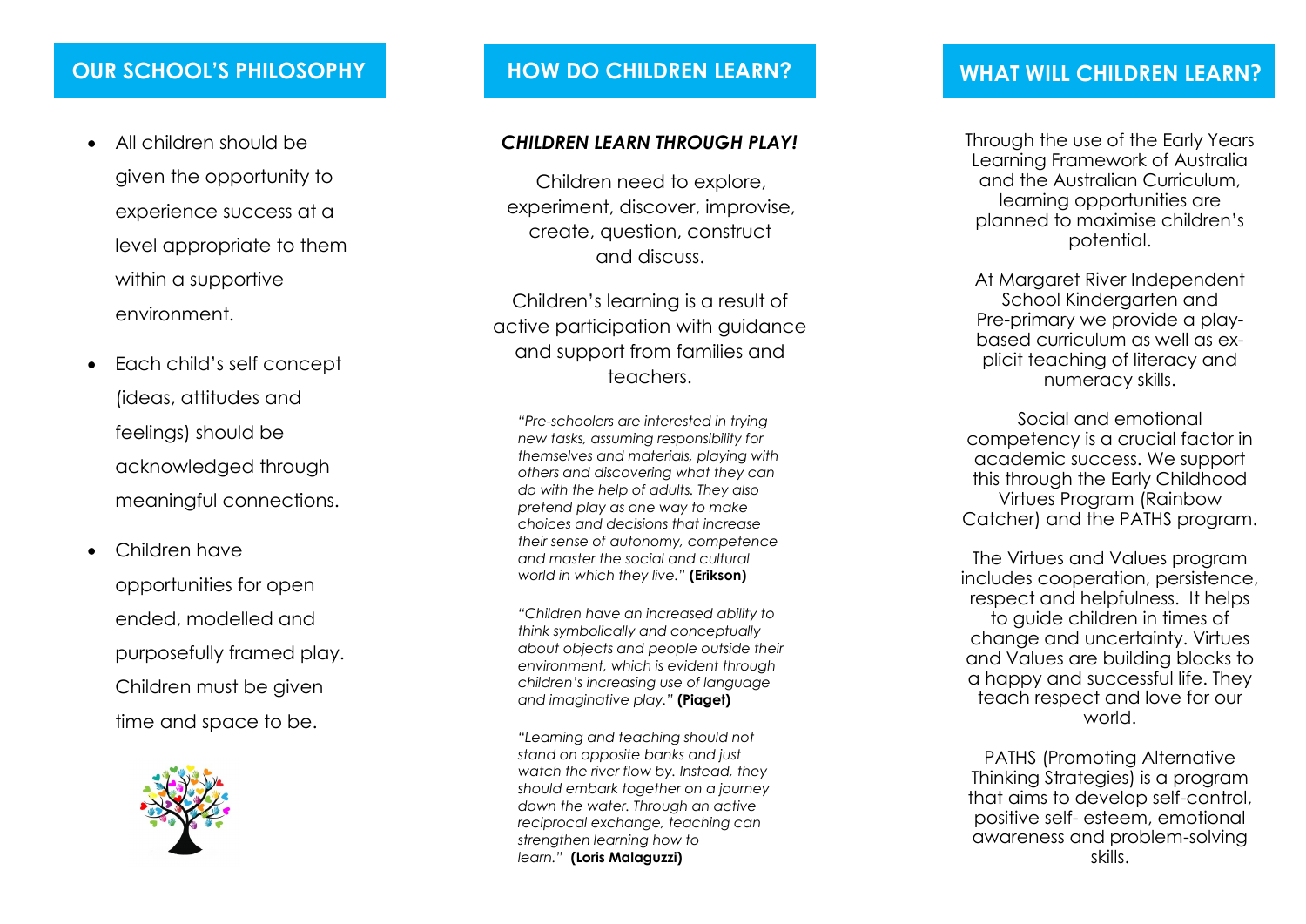## OUR SCHOOL'S PHILOSOPHY

- All children should be given the opportunity to experience success at a level appropriate to them within a supportive environment.
- Each child's self concept (ideas, attitudes and feelings) should be acknowledged through meaningful connections.
- Children have opportunities for open ended, modelled and purposefully framed play. Children must be given time and space to be.

## HOW DO CHILDREN LEARN?

***CHILDREN LEARN THROUGH PLAY!***

Children need to explore, experiment, discover, improvise, create, question, construct and discuss.

Children's learning is a result of active participation with guidance and support from families and teachers.

*"Pre-schoolers are interested in trying new tasks, assuming responsibility for themselves and materials, playing with others and discovering what they can do with the help of adults. They also pretend play as one way to make choices and decisions that increase their sense of autonomy, competence and master the social and cultural world in which they live."* **(Erikson)**

*"Children have an increased ability to think symbolically and conceptually about objects and people outside their environment, which is evident through children's increasing use of language and imaginative play."* **(Piaget)**

*"Learning and teaching should not stand on opposite banks and just watch the river flow by. Instead, they should embark together on a journey down the water. Through an active reciprocal exchange, teaching can strengthen learning how to learn."* **(Loris Malaguzzi)**

## WHAT WILL CHILDREN LEARN?

Through the use of the Early Years Learning Framework of Australia and the Australian Curriculum, learning opportunities are planned to maximise children's potential.

At Margaret River Independent School Kindergarten and Pre-primary we provide a play-based curriculum as well as explicit teaching of literacy and numeracy skills.

Social and emotional competency is a crucial factor in academic success. We support this through the Early Childhood Virtues Program (Rainbow Catcher) and the PATHS program.

The Virtues and Values program includes cooperation, persistence, respect and helpfulness. It helps to guide children in times of change and uncertainty. Virtues and Values are building blocks to a happy and successful life. They teach respect and love for our world.

PATHS (Promoting Alternative Thinking Strategies) is a program that aims to develop self-control, positive self- esteem, emotional awareness and problem-solving skills.